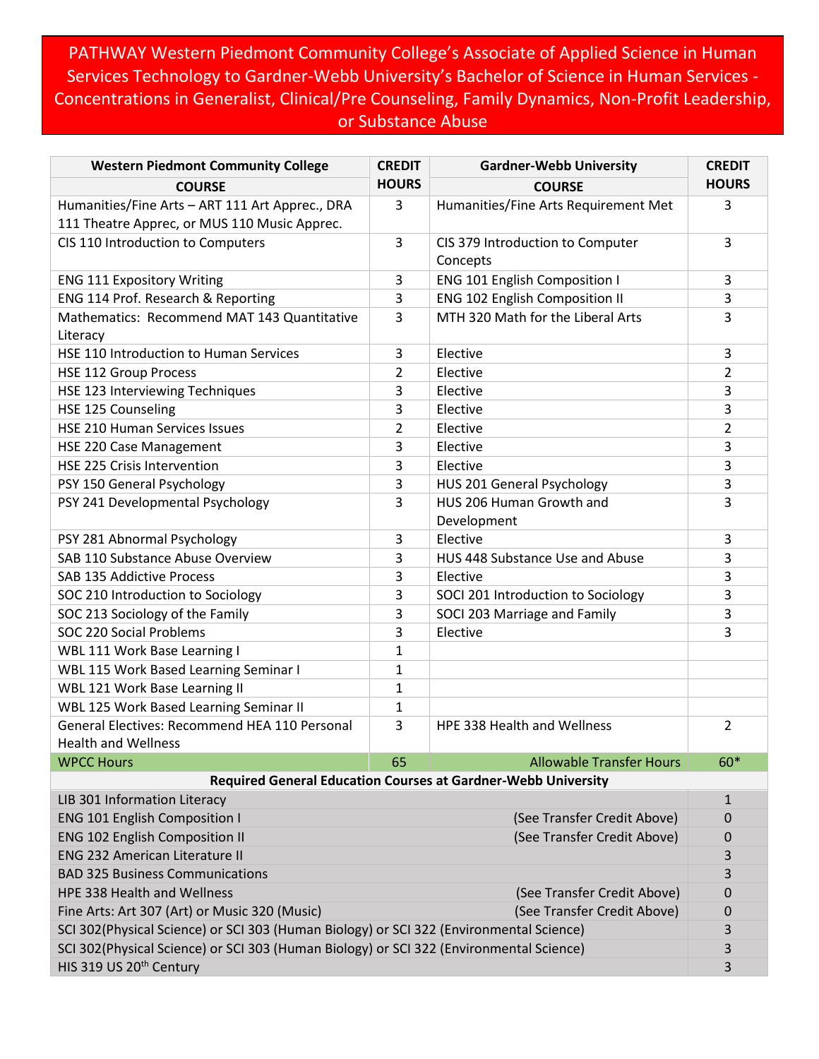# PATHWAY Western Piedmont Community College's Associate of Applied Science in Human Services Technology to Gardner-Webb University's Bachelor of Science in Human Services - Concentrations in Generalist, Clinical/Pre Counseling, Family Dynamics, Non-Profit Leadership, or Substance Abuse

| Western Piedmont Community College COURSE | CREDIT HOURS | Gardner-Webb University COURSE | CREDIT HOURS |
|---|---|---|---|
| Humanities/Fine Arts – ART 111 Art Apprec., DRA 111 Theatre Apprec, or MUS 110 Music Apprec. | 3 | Humanities/Fine Arts Requirement Met | 3 |
| CIS 110 Introduction to Computers | 3 | CIS 379 Introduction to Computer Concepts | 3 |
| ENG 111 Expository Writing | 3 | ENG 101 English Composition I | 3 |
| ENG 114 Prof. Research & Reporting | 3 | ENG 102 English Composition II | 3 |
| Mathematics: Recommend MAT 143 Quantitative Literacy | 3 | MTH 320 Math for the Liberal Arts | 3 |
| HSE 110 Introduction to Human Services | 3 | Elective | 3 |
| HSE 112 Group Process | 2 | Elective | 2 |
| HSE 123 Interviewing Techniques | 3 | Elective | 3 |
| HSE 125 Counseling | 3 | Elective | 3 |
| HSE 210 Human Services Issues | 2 | Elective | 2 |
| HSE 220 Case Management | 3 | Elective | 3 |
| HSE 225 Crisis Intervention | 3 | Elective | 3 |
| PSY 150 General Psychology | 3 | HUS 201 General Psychology | 3 |
| PSY 241 Developmental Psychology | 3 | HUS 206 Human Growth and Development | 3 |
| PSY 281 Abnormal Psychology | 3 | Elective | 3 |
| SAB 110 Substance Abuse Overview | 3 | HUS 448 Substance Use and Abuse | 3 |
| SAB 135 Addictive Process | 3 | Elective | 3 |
| SOC 210 Introduction to Sociology | 3 | SOCI 201 Introduction to Sociology | 3 |
| SOC 213 Sociology of the Family | 3 | SOCI 203 Marriage and Family | 3 |
| SOC 220 Social Problems | 3 | Elective | 3 |
| WBL 111 Work Base Learning I | 1 | | |
| WBL 115 Work Based Learning Seminar I | 1 | | |
| WBL 121 Work Base Learning II | 1 | | |
| WBL 125 Work Based Learning Seminar II | 1 | | |
| General Electives: Recommend HEA 110 Personal Health and Wellness | 3 | HPE 338 Health and Wellness | 2 |
| WPCC Hours | 65 | Allowable Transfer Hours | 60* |

| Required General Education Courses at Gardner-Webb University | | |
|---|---|---|
| LIB 301 Information Literacy | | 1 |
| ENG 101 English Composition I | (See Transfer Credit Above) | 0 |
| ENG 102 English Composition II | (See Transfer Credit Above) | 0 |
| ENG 232 American Literature II | | 3 |
| BAD 325 Business Communications | | 3 |
| HPE 338 Health and Wellness | (See Transfer Credit Above) | 0 |
| Fine Arts: Art 307 (Art) or Music 320 (Music) | (See Transfer Credit Above) | 0 |
| SCI 302(Physical Science) or SCI 303 (Human Biology) or SCI 322 (Environmental Science) | | 3 |
| SCI 302(Physical Science) or SCI 303 (Human Biology) or SCI 322 (Environmental Science) | | 3 |
| HIS 319 US 20th Century | | 3 |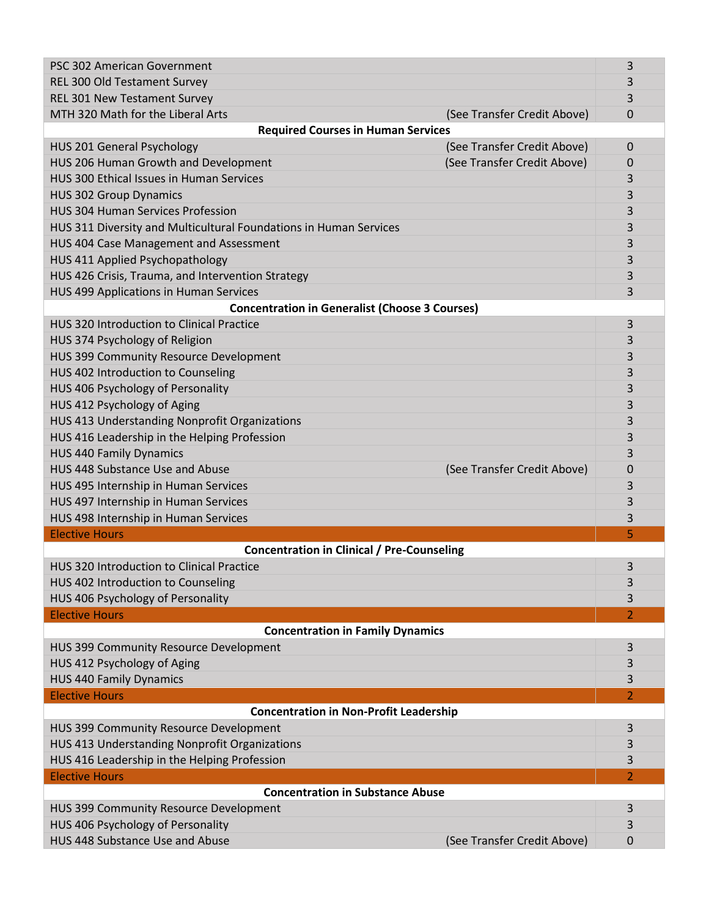| Course | Note | Credits |
|---|---|---|
| PSC 302 American Government | | 3 |
| REL 300 Old Testament Survey | | 3 |
| REL 301 New Testament Survey | | 3 |
| MTH 320 Math for the Liberal Arts | (See Transfer Credit Above) | 0 |
| **Required Courses in Human Services** | | |
| HUS 201 General Psychology | (See Transfer Credit Above) | 0 |
| HUS 206 Human Growth and Development | (See Transfer Credit Above) | 0 |
| HUS 300 Ethical Issues in Human Services | | 3 |
| HUS 302 Group Dynamics | | 3 |
| HUS 304 Human Services Profession | | 3 |
| HUS 311 Diversity and Multicultural Foundations in Human Services | | 3 |
| HUS 404 Case Management and Assessment | | 3 |
| HUS 411 Applied Psychopathology | | 3 |
| HUS 426 Crisis, Trauma, and Intervention Strategy | | 3 |
| HUS 499 Applications in Human Services | | 3 |
| **Concentration in Generalist (Choose 3 Courses)** | | |
| HUS 320 Introduction to Clinical Practice | | 3 |
| HUS 374 Psychology of Religion | | 3 |
| HUS 399 Community Resource Development | | 3 |
| HUS 402 Introduction to Counseling | | 3 |
| HUS 406 Psychology of Personality | | 3 |
| HUS 412 Psychology of Aging | | 3 |
| HUS 413 Understanding Nonprofit Organizations | | 3 |
| HUS 416 Leadership in the Helping Profession | | 3 |
| HUS 440 Family Dynamics | | 3 |
| HUS 448 Substance Use and Abuse | (See Transfer Credit Above) | 0 |
| HUS 495 Internship in Human Services | | 3 |
| HUS 497 Internship in Human Services | | 3 |
| HUS 498 Internship in Human Services | | 3 |
| Elective Hours | | 5 |
| **Concentration in Clinical / Pre-Counseling** | | |
| HUS 320 Introduction to Clinical Practice | | 3 |
| HUS 402 Introduction to Counseling | | 3 |
| HUS 406 Psychology of Personality | | 3 |
| Elective Hours | | 2 |
| **Concentration in Family Dynamics** | | |
| HUS 399 Community Resource Development | | 3 |
| HUS 412 Psychology of Aging | | 3 |
| HUS 440 Family Dynamics | | 3 |
| Elective Hours | | 2 |
| **Concentration in Non-Profit Leadership** | | |
| HUS 399 Community Resource Development | | 3 |
| HUS 413 Understanding Nonprofit Organizations | | 3 |
| HUS 416 Leadership in the Helping Profession | | 3 |
| Elective Hours | | 2 |
| **Concentration in Substance Abuse** | | |
| HUS 399 Community Resource Development | | 3 |
| HUS 406 Psychology of Personality | | 3 |
| HUS 448 Substance Use and Abuse | (See Transfer Credit Above) | 0 |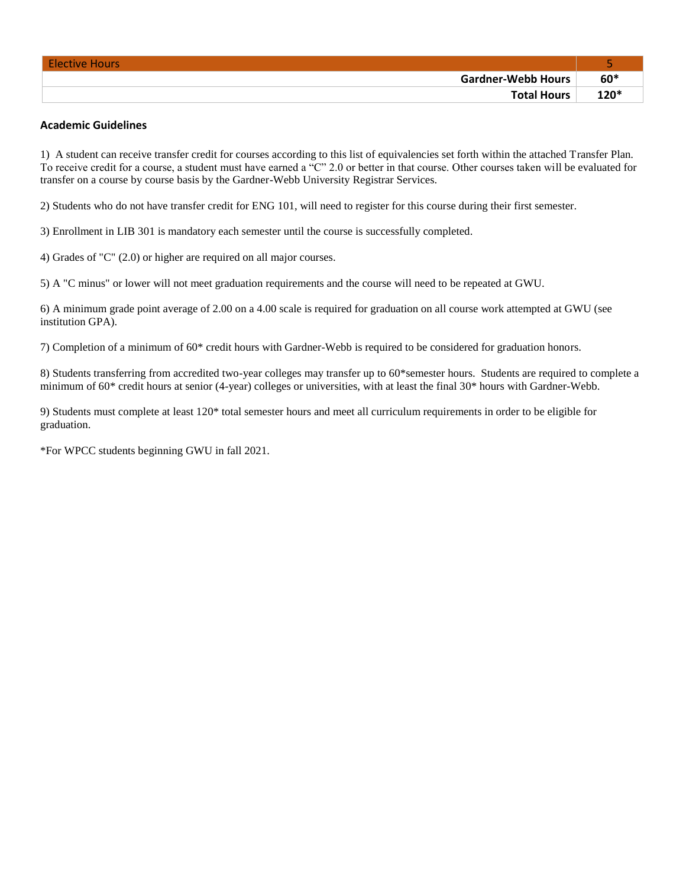| | |
|---|---|
| Elective Hours | 5 |
| **Gardner-Webb Hours** | **60*** |
| **Total Hours** | **120*** |

### Academic Guidelines

1) A student can receive transfer credit for courses according to this list of equivalencies set forth within the attached Transfer Plan. To receive credit for a course, a student must have earned a "C" 2.0 or better in that course. Other courses taken will be evaluated for transfer on a course by course basis by the Gardner-Webb University Registrar Services.

2) Students who do not have transfer credit for ENG 101, will need to register for this course during their first semester.

3) Enrollment in LIB 301 is mandatory each semester until the course is successfully completed.

4) Grades of "C" (2.0) or higher are required on all major courses.

5) A "C minus" or lower will not meet graduation requirements and the course will need to be repeated at GWU.

6) A minimum grade point average of 2.00 on a 4.00 scale is required for graduation on all course work attempted at GWU (see institution GPA).

7) Completion of a minimum of 60* credit hours with Gardner-Webb is required to be considered for graduation honors.

8) Students transferring from accredited two-year colleges may transfer up to 60*semester hours. Students are required to complete a minimum of 60* credit hours at senior (4-year) colleges or universities, with at least the final 30* hours with Gardner-Webb.

9) Students must complete at least 120* total semester hours and meet all curriculum requirements in order to be eligible for graduation.

*For WPCC students beginning GWU in fall 2021.